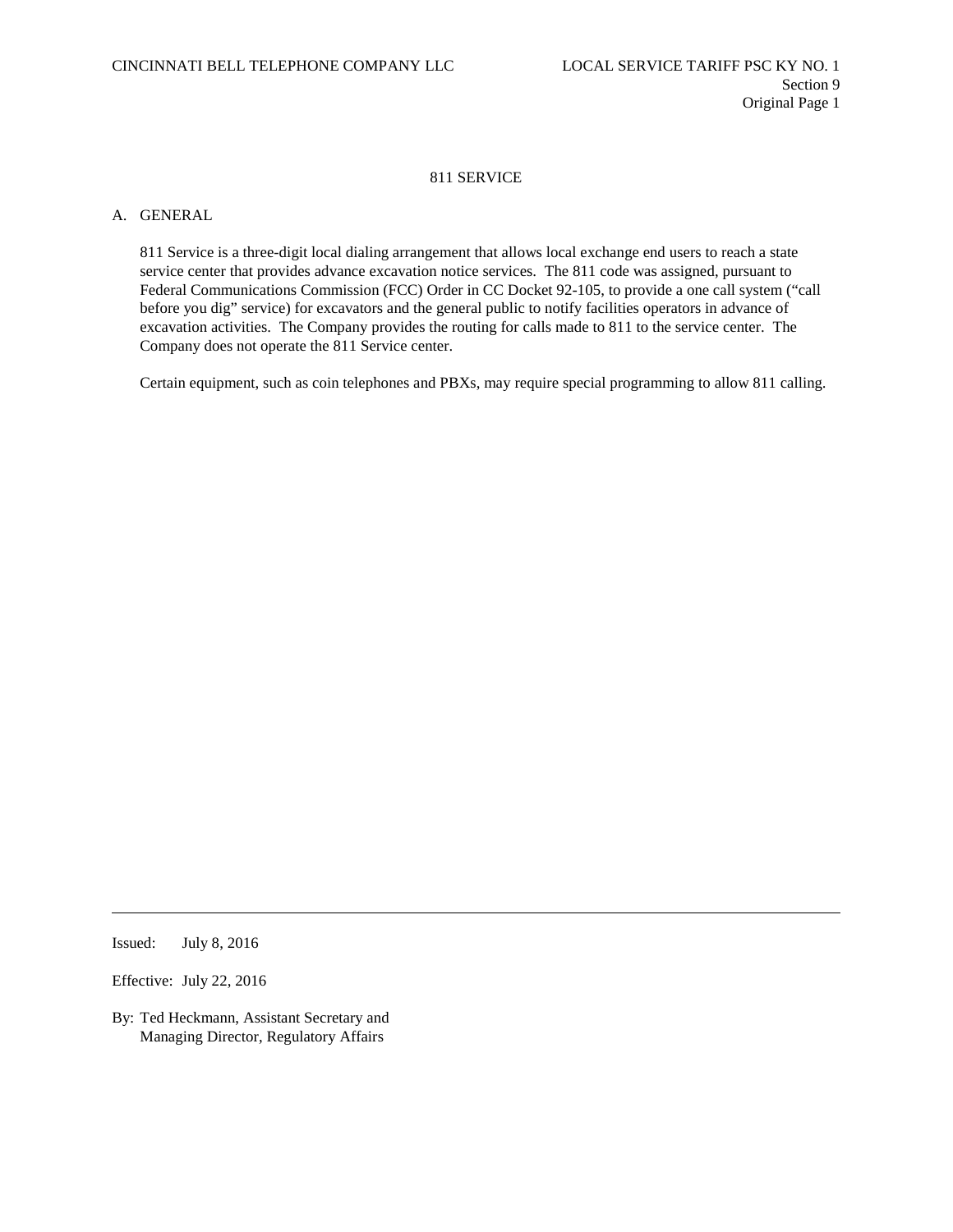# 811 SERVICE

## A. GENERAL

811 Service is a three-digit local dialing arrangement that allows local exchange end users to reach a state service center that provides advance excavation notice services. The 811 code was assigned, pursuant to Federal Communications Commission (FCC) Order in CC Docket 92-105, to provide a one call system ("call before you dig" service) for excavators and the general public to notify facilities operators in advance of excavation activities. The Company provides the routing for calls made to 811 to the service center. The Company does not operate the 811 Service center.

Certain equipment, such as coin telephones and PBXs, may require special programming to allow 811 calling.

---

Issued: July 8, 2016

Effective: July 22, 2016

By: Ted Heckmann, Assistant Secretary and Managing Director, Regulatory Affairs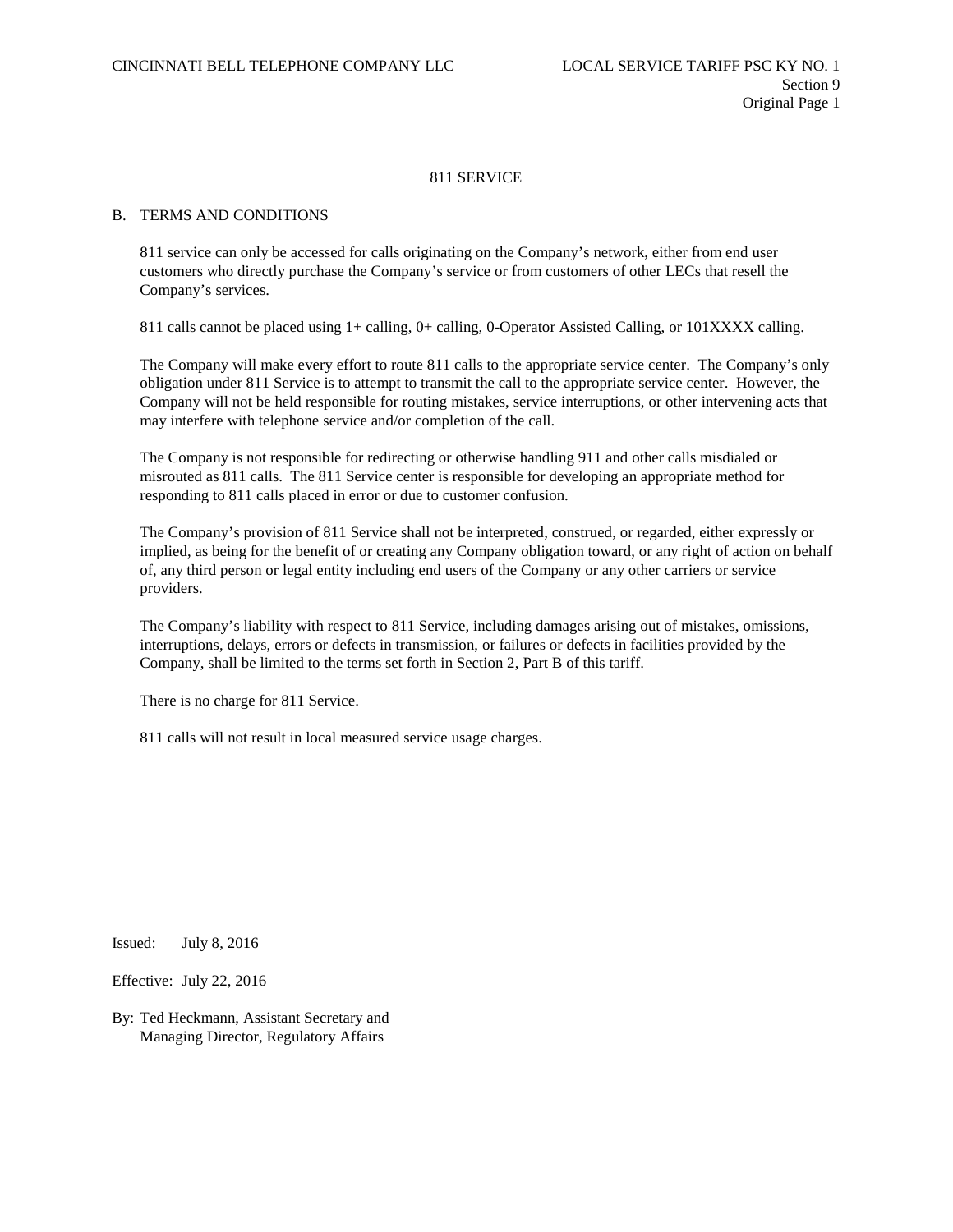# 811 SERVICE

## B. TERMS AND CONDITIONS

811 service can only be accessed for calls originating on the Company's network, either from end user customers who directly purchase the Company's service or from customers of other LECs that resell the Company's services.

811 calls cannot be placed using 1+ calling, 0+ calling, 0-Operator Assisted Calling, or 101XXXX calling.

The Company will make every effort to route 811 calls to the appropriate service center. The Company's only obligation under 811 Service is to attempt to transmit the call to the appropriate service center. However, the Company will not be held responsible for routing mistakes, service interruptions, or other intervening acts that may interfere with telephone service and/or completion of the call.

The Company is not responsible for redirecting or otherwise handling 911 and other calls misdialed or misrouted as 811 calls. The 811 Service center is responsible for developing an appropriate method for responding to 811 calls placed in error or due to customer confusion.

The Company's provision of 811 Service shall not be interpreted, construed, or regarded, either expressly or implied, as being for the benefit of or creating any Company obligation toward, or any right of action on behalf of, any third person or legal entity including end users of the Company or any other carriers or service providers.

The Company's liability with respect to 811 Service, including damages arising out of mistakes, omissions, interruptions, delays, errors or defects in transmission, or failures or defects in facilities provided by the Company, shall be limited to the terms set forth in Section 2, Part B of this tariff.

There is no charge for 811 Service.

811 calls will not result in local measured service usage charges.